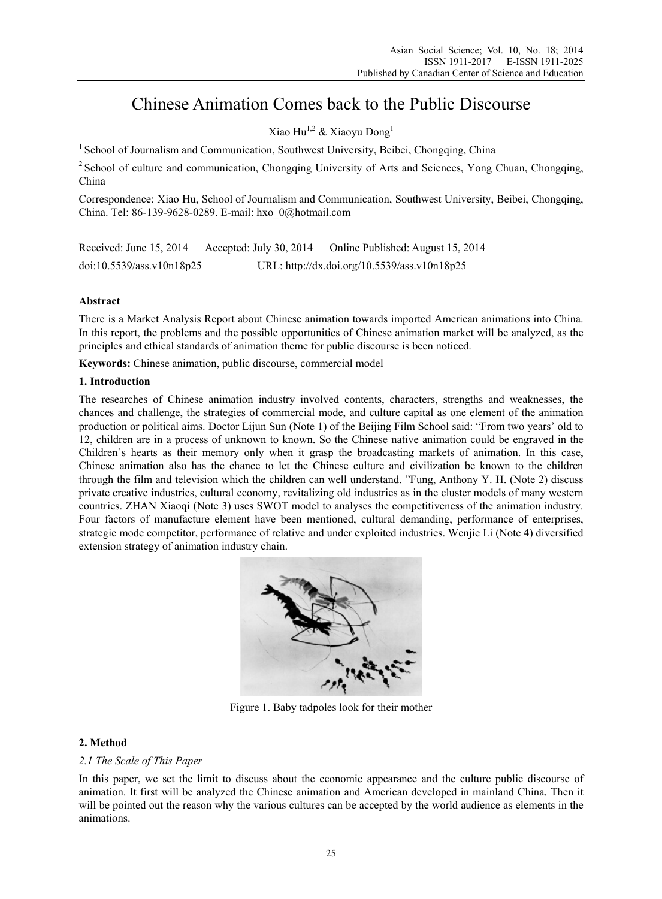# Chinese Animation Comes back to the Public Discourse

Xiao Hu[1,2] & Xiaoyu Dong[1]

[1] School of Journalism and Communication, Southwest University, Beibei, Chongqing, China

[2] School of culture and communication, Chongqing University of Arts and Sciences, Yong Chuan, Chongqing, China

Correspondence: Xiao Hu, School of Journalism and Communication, Southwest University, Beibei, Chongqing, China. Tel: 86-139-9628-0289. E-mail: hxo_0@hotmail.com

Received: June 15, 2014 Accepted: July 30, 2014 Online Published: August 15, 2014

doi:10.5539/ass.v10n18p25 URL: http://dx.doi.org/10.5539/ass.v10n18p25

**Abstract**

There is a Market Analysis Report about Chinese animation towards imported American animations into China. In this report, the problems and the possible opportunities of Chinese animation market will be analyzed, as the principles and ethical standards of animation theme for public discourse is been noticed.

**Keywords:** Chinese animation, public discourse, commercial model

## 1. Introduction

The researches of Chinese animation industry involved contents, characters, strengths and weaknesses, the chances and challenge, the strategies of commercial mode, and culture capital as one element of the animation production or political aims. Doctor Lijun Sun (Note 1) of the Beijing Film School said: "From two years' old to 12, children are in a process of unknown to known. So the Chinese native animation could be engraved in the Children's hearts as their memory only when it grasp the broadcasting markets of animation. In this case, Chinese animation also has the chance to let the Chinese culture and civilization be known to the children through the film and television which the children can well understand. "Fung, Anthony Y. H. (Note 2) discuss private creative industries, cultural economy, revitalizing old industries as in the cluster models of many western countries. ZHAN Xiaoqi (Note 3) uses SWOT model to analyses the competitiveness of the animation industry. Four factors of manufacture element have been mentioned, cultural demanding, performance of enterprises, strategic mode competitor, performance of relative and under exploited industries. Wenjie Li (Note 4) diversified extension strategy of animation industry chain.

Figure 1. Baby tadpoles look for their mother

## 2. Method

### 2.1 The Scale of This Paper

In this paper, we set the limit to discuss about the economic appearance and the culture public discourse of animation. It first will be analyzed the Chinese animation and American developed in mainland China. Then it will be pointed out the reason why the various cultures can be accepted by the world audience as elements in the animations.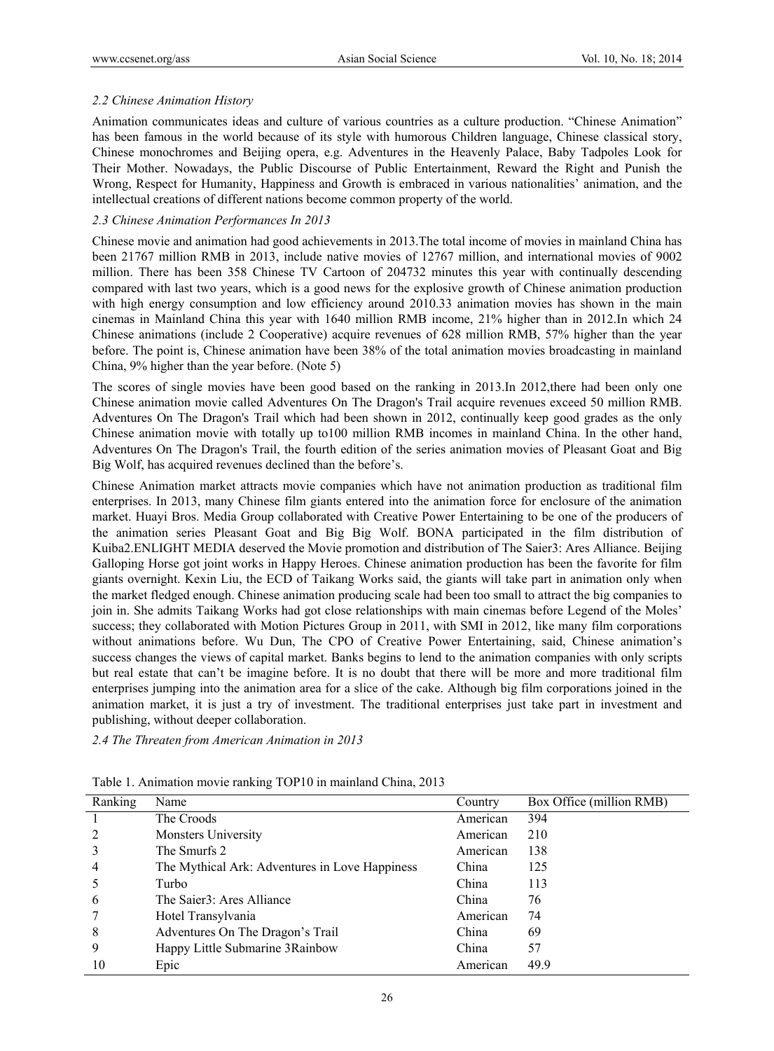### *2.2 Chinese Animation History*

Animation communicates ideas and culture of various countries as a culture production. "Chinese Animation" has been famous in the world because of its style with humorous Children language, Chinese classical story, Chinese monochromes and Beijing opera, e.g. Adventures in the Heavenly Palace, Baby Tadpoles Look for Their Mother. Nowadays, the Public Discourse of Public Entertainment, Reward the Right and Punish the Wrong, Respect for Humanity, Happiness and Growth is embraced in various nationalities' animation, and the intellectual creations of different nations become common property of the world.

### *2.3 Chinese Animation Performances In 2013*

Chinese movie and animation had good achievements in 2013.The total income of movies in mainland China has been 21767 million RMB in 2013, include native movies of 12767 million, and international movies of 9002 million. There has been 358 Chinese TV Cartoon of 204732 minutes this year with continually descending compared with last two years, which is a good news for the explosive growth of Chinese animation production with high energy consumption and low efficiency around 2010.33 animation movies has shown in the main cinemas in Mainland China this year with 1640 million RMB income, 21% higher than in 2012.In which 24 Chinese animations (include 2 Cooperative) acquire revenues of 628 million RMB, 57% higher than the year before. The point is, Chinese animation have been 38% of the total animation movies broadcasting in mainland China, 9% higher than the year before. (Note 5)

The scores of single movies have been good based on the ranking in 2013.In 2012,there had been only one Chinese animation movie called Adventures On The Dragon's Trail acquire revenues exceed 50 million RMB. Adventures On The Dragon's Trail which had been shown in 2012, continually keep good grades as the only Chinese animation movie with totally up to100 million RMB incomes in mainland China. In the other hand, Adventures On The Dragon's Trail, the fourth edition of the series animation movies of Pleasant Goat and Big Big Wolf, has acquired revenues declined than the before's.

Chinese Animation market attracts movie companies which have not animation production as traditional film enterprises. In 2013, many Chinese film giants entered into the animation force for enclosure of the animation market. Huayi Bros. Media Group collaborated with Creative Power Entertaining to be one of the producers of the animation series Pleasant Goat and Big Big Wolf. BONA participated in the film distribution of Kuiba2.ENLIGHT MEDIA deserved the Movie promotion and distribution of The Saier3: Ares Alliance. Beijing Galloping Horse got joint works in Happy Heroes. Chinese animation production has been the favorite for film giants overnight. Kexin Liu, the ECD of Taikang Works said, the giants will take part in animation only when the market fledged enough. Chinese animation producing scale had been too small to attract the big companies to join in. She admits Taikang Works had got close relationships with main cinemas before Legend of the Moles' success; they collaborated with Motion Pictures Group in 2011, with SMI in 2012, like many film corporations without animations before. Wu Dun, The CPO of Creative Power Entertaining, said, Chinese animation's success changes the views of capital market. Banks begins to lend to the animation companies with only scripts but real estate that can't be imagine before. It is no doubt that there will be more and more traditional film enterprises jumping into the animation area for a slice of the cake. Although big film corporations joined in the animation market, it is just a try of investment. The traditional enterprises just take part in investment and publishing, without deeper collaboration.

### *2.4 The Threaten from American Animation in 2013*

Table 1. Animation movie ranking TOP10 in mainland China, 2013

| Ranking | Name | Country | Box Office (million RMB) |
|---|---|---|---|
| 1 | The Croods | American | 394 |
| 2 | Monsters University | American | 210 |
| 3 | The Smurfs 2 | American | 138 |
| 4 | The Mythical Ark: Adventures in Love Happiness | China | 125 |
| 5 | Turbo | China | 113 |
| 6 | The Saier3: Ares Alliance | China | 76 |
| 7 | Hotel Transylvania | American | 74 |
| 8 | Adventures On The Dragon's Trail | China | 69 |
| 9 | Happy Little Submarine 3Rainbow | China | 57 |
| 10 | Epic | American | 49.9 |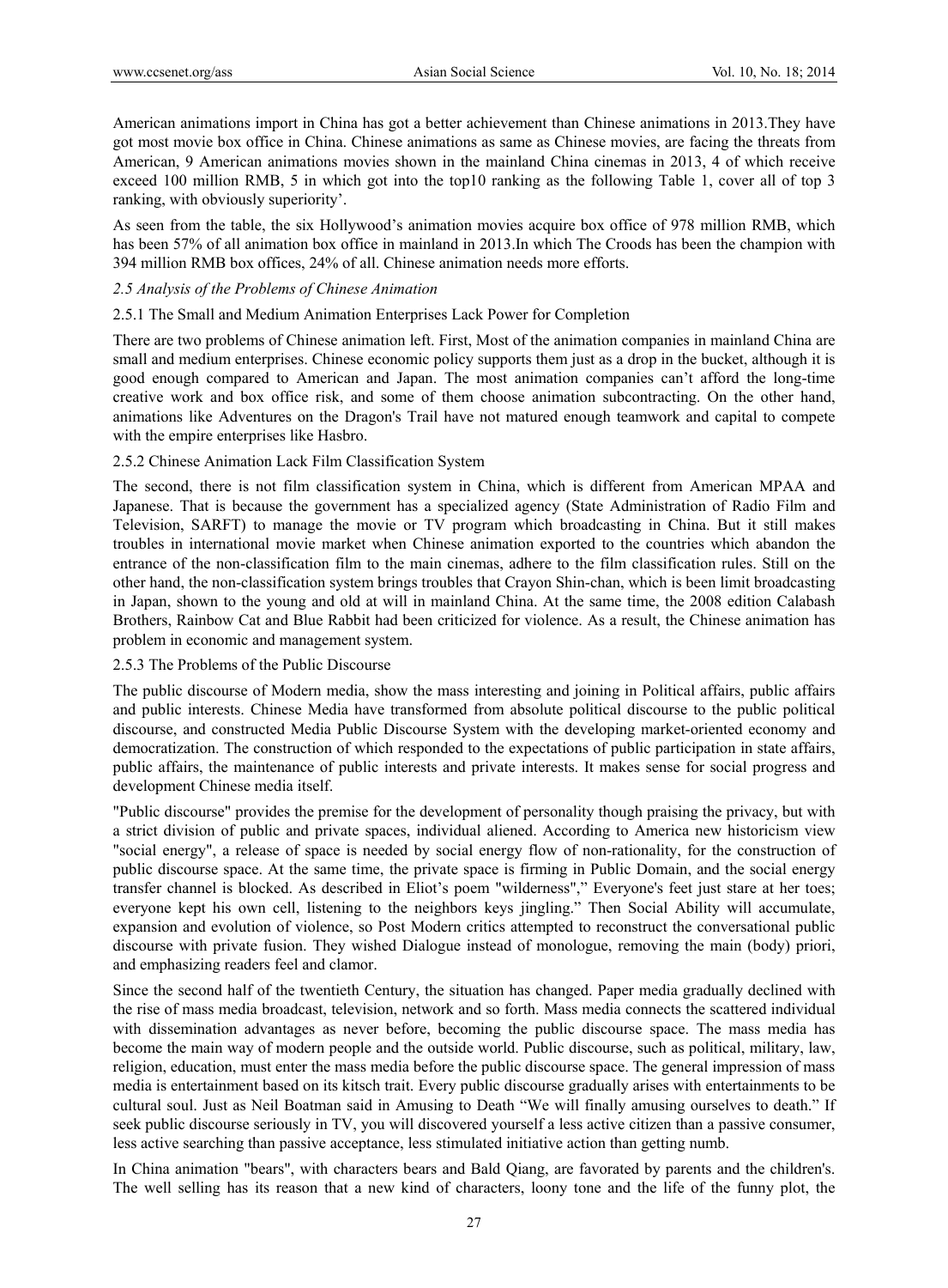American animations import in China has got a better achievement than Chinese animations in 2013.They have got most movie box office in China. Chinese animations as same as Chinese movies, are facing the threats from American, 9 American animations movies shown in the mainland China cinemas in 2013, 4 of which receive exceed 100 million RMB, 5 in which got into the top10 ranking as the following Table 1, cover all of top 3 ranking, with obviously superiority'.

As seen from the table, the six Hollywood's animation movies acquire box office of 978 million RMB, which has been 57% of all animation box office in mainland in 2013.In which The Croods has been the champion with 394 million RMB box offices, 24% of all. Chinese animation needs more efforts.

### *2.5 Analysis of the Problems of Chinese Animation*

#### 2.5.1 The Small and Medium Animation Enterprises Lack Power for Completion

There are two problems of Chinese animation left. First, Most of the animation companies in mainland China are small and medium enterprises. Chinese economic policy supports them just as a drop in the bucket, although it is good enough compared to American and Japan. The most animation companies can't afford the long-time creative work and box office risk, and some of them choose animation subcontracting. On the other hand, animations like Adventures on the Dragon's Trail have not matured enough teamwork and capital to compete with the empire enterprises like Hasbro.

#### 2.5.2 Chinese Animation Lack Film Classification System

The second, there is not film classification system in China, which is different from American MPAA and Japanese. That is because the government has a specialized agency (State Administration of Radio Film and Television, SARFT) to manage the movie or TV program which broadcasting in China. But it still makes troubles in international movie market when Chinese animation exported to the countries which abandon the entrance of the non-classification film to the main cinemas, adhere to the film classification rules. Still on the other hand, the non-classification system brings troubles that Crayon Shin-chan, which is been limit broadcasting in Japan, shown to the young and old at will in mainland China. At the same time, the 2008 edition Calabash Brothers, Rainbow Cat and Blue Rabbit had been criticized for violence. As a result, the Chinese animation has problem in economic and management system.

#### 2.5.3 The Problems of the Public Discourse

The public discourse of Modern media, show the mass interesting and joining in Political affairs, public affairs and public interests. Chinese Media have transformed from absolute political discourse to the public political discourse, and constructed Media Public Discourse System with the developing market-oriented economy and democratization. The construction of which responded to the expectations of public participation in state affairs, public affairs, the maintenance of public interests and private interests. It makes sense for social progress and development Chinese media itself.

"Public discourse" provides the premise for the development of personality though praising the privacy, but with a strict division of public and private spaces, individual aliened. According to America new historicism view "social energy", a release of space is needed by social energy flow of non-rationality, for the construction of public discourse space. At the same time, the private space is firming in Public Domain, and the social energy transfer channel is blocked. As described in Eliot's poem "wilderness"," Everyone's feet just stare at her toes; everyone kept his own cell, listening to the neighbors keys jingling." Then Social Ability will accumulate, expansion and evolution of violence, so Post Modern critics attempted to reconstruct the conversational public discourse with private fusion. They wished Dialogue instead of monologue, removing the main (body) priori, and emphasizing readers feel and clamor.

Since the second half of the twentieth Century, the situation has changed. Paper media gradually declined with the rise of mass media broadcast, television, network and so forth. Mass media connects the scattered individual with dissemination advantages as never before, becoming the public discourse space. The mass media has become the main way of modern people and the outside world. Public discourse, such as political, military, law, religion, education, must enter the mass media before the public discourse space. The general impression of mass media is entertainment based on its kitsch trait. Every public discourse gradually arises with entertainments to be cultural soul. Just as Neil Boatman said in Amusing to Death "We will finally amusing ourselves to death." If seek public discourse seriously in TV, you will discovered yourself a less active citizen than a passive consumer, less active searching than passive acceptance, less stimulated initiative action than getting numb.

In China animation "bears", with characters bears and Bald Qiang, are favorated by parents and the children's. The well selling has its reason that a new kind of characters, loony tone and the life of the funny plot, the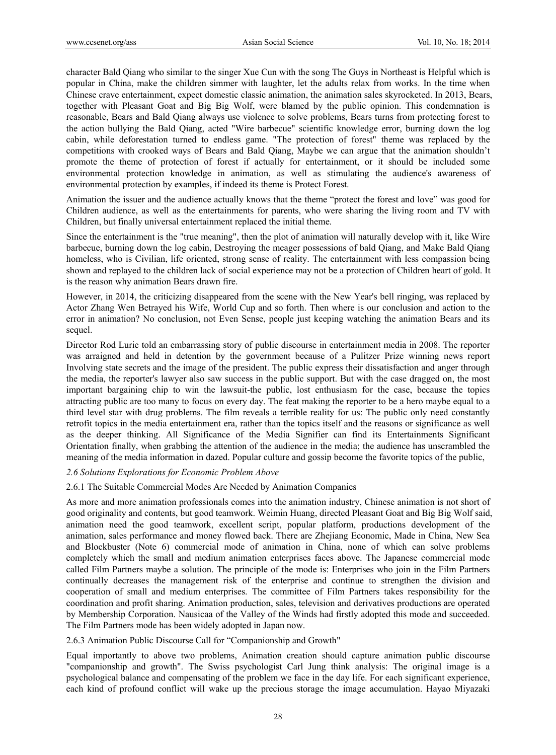character Bald Qiang who similar to the singer Xue Cun with the song The Guys in Northeast is Helpful which is popular in China, make the children simmer with laughter, let the adults relax from works. In the time when Chinese crave entertainment, expect domestic classic animation, the animation sales skyrocketed. In 2013, Bears, together with Pleasant Goat and Big Big Wolf, were blamed by the public opinion. This condemnation is reasonable, Bears and Bald Qiang always use violence to solve problems, Bears turns from protecting forest to the action bullying the Bald Qiang, acted "Wire barbecue" scientific knowledge error, burning down the log cabin, while deforestation turned to endless game. "The protection of forest" theme was replaced by the competitions with crooked ways of Bears and Bald Qiang, Maybe we can argue that the animation shouldn't promote the theme of protection of forest if actually for entertainment, or it should be included some environmental protection knowledge in animation, as well as stimulating the audience's awareness of environmental protection by examples, if indeed its theme is Protect Forest.

Animation the issuer and the audience actually knows that the theme "protect the forest and love" was good for Children audience, as well as the entertainments for parents, who were sharing the living room and TV with Children, but finally universal entertainment replaced the initial theme.

Since the entertainment is the "true meaning", then the plot of animation will naturally develop with it, like Wire barbecue, burning down the log cabin, Destroying the meager possessions of bald Qiang, and Make Bald Qiang homeless, who is Civilian, life oriented, strong sense of reality. The entertainment with less compassion being shown and replayed to the children lack of social experience may not be a protection of Children heart of gold. It is the reason why animation Bears drawn fire.

However, in 2014, the criticizing disappeared from the scene with the New Year's bell ringing, was replaced by Actor Zhang Wen Betrayed his Wife, World Cup and so forth. Then where is our conclusion and action to the error in animation? No conclusion, not Even Sense, people just keeping watching the animation Bears and its sequel.

Director Rod Lurie told an embarrassing story of public discourse in entertainment media in 2008. The reporter was arraigned and held in detention by the government because of a Pulitzer Prize winning news report Involving state secrets and the image of the president. The public express their dissatisfaction and anger through the media, the reporter's lawyer also saw success in the public support. But with the case dragged on, the most important bargaining chip to win the lawsuit-the public, lost enthusiasm for the case, because the topics attracting public are too many to focus on every day. The feat making the reporter to be a hero maybe equal to a third level star with drug problems. The film reveals a terrible reality for us: The public only need constantly retrofit topics in the media entertainment era, rather than the topics itself and the reasons or significance as well as the deeper thinking. All Significance of the Media Signifier can find its Entertainments Significant Orientation finally, when grabbing the attention of the audience in the media; the audience has unscrambled the meaning of the media information in dazed. Popular culture and gossip become the favorite topics of the public,

### *2.6 Solutions Explorations for Economic Problem Above*

#### 2.6.1 The Suitable Commercial Modes Are Needed by Animation Companies

As more and more animation professionals comes into the animation industry, Chinese animation is not short of good originality and contents, but good teamwork. Weimin Huang, directed Pleasant Goat and Big Big Wolf said, animation need the good teamwork, excellent script, popular platform, productions development of the animation, sales performance and money flowed back. There are Zhejiang Economic, Made in China, New Sea and Blockbuster (Note 6) commercial mode of animation in China, none of which can solve problems completely which the small and medium animation enterprises faces above. The Japanese commercial mode called Film Partners maybe a solution. The principle of the mode is: Enterprises who join in the Film Partners continually decreases the management risk of the enterprise and continue to strengthen the division and cooperation of small and medium enterprises. The committee of Film Partners takes responsibility for the coordination and profit sharing. Animation production, sales, television and derivatives productions are operated by Membership Corporation. Nausicaa of the Valley of the Winds had firstly adopted this mode and succeeded. The Film Partners mode has been widely adopted in Japan now.

#### 2.6.3 Animation Public Discourse Call for "Companionship and Growth"

Equal importantly to above two problems, Animation creation should capture animation public discourse "companionship and growth". The Swiss psychologist Carl Jung think analysis: The original image is a psychological balance and compensating of the problem we face in the day life. For each significant experience, each kind of profound conflict will wake up the precious storage the image accumulation. Hayao Miyazaki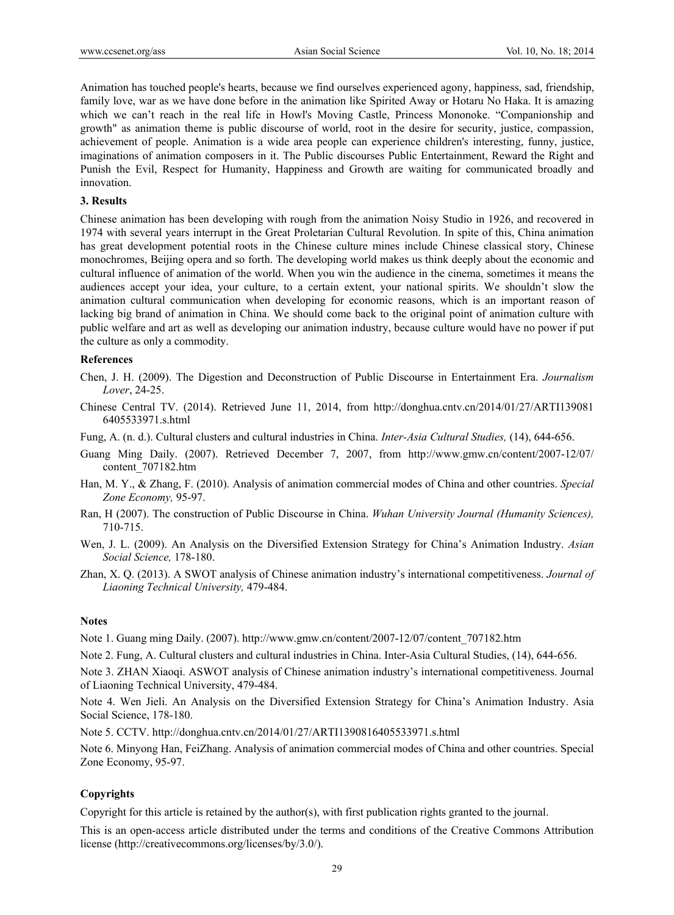Animation has touched people's hearts, because we find ourselves experienced agony, happiness, sad, friendship, family love, war as we have done before in the animation like Spirited Away or Hotaru No Haka. It is amazing which we can't reach in the real life in Howl's Moving Castle, Princess Mononoke. "Companionship and growth" as animation theme is public discourse of world, root in the desire for security, justice, compassion, achievement of people. Animation is a wide area people can experience children's interesting, funny, justice, imaginations of animation composers in it. The Public discourses Public Entertainment, Reward the Right and Punish the Evil, Respect for Humanity, Happiness and Growth are waiting for communicated broadly and innovation.

### 3. Results

Chinese animation has been developing with rough from the animation Noisy Studio in 1926, and recovered in 1974 with several years interrupt in the Great Proletarian Cultural Revolution. In spite of this, China animation has great development potential roots in the Chinese culture mines include Chinese classical story, Chinese monochromes, Beijing opera and so forth. The developing world makes us think deeply about the economic and cultural influence of animation of the world. When you win the audience in the cinema, sometimes it means the audiences accept your idea, your culture, to a certain extent, your national spirits. We shouldn't slow the animation cultural communication when developing for economic reasons, which is an important reason of lacking big brand of animation in China. We should come back to the original point of animation culture with public welfare and art as well as developing our animation industry, because culture would have no power if put the culture as only a commodity.

### References

Chen, J. H. (2009). The Digestion and Deconstruction of Public Discourse in Entertainment Era. *Journalism Lover*, 24-25.

Chinese Central TV. (2014). Retrieved June 11, 2014, from http://donghua.cntv.cn/2014/01/27/ARTI1390816405533971.s.html

Fung, A. (n. d.). Cultural clusters and cultural industries in China. *Inter-Asia Cultural Studies,* (14), 644-656.

Guang Ming Daily. (2007). Retrieved December 7, 2007, from http://www.gmw.cn/content/2007-12/07/content_707182.htm

Han, M. Y., & Zhang, F. (2010). Analysis of animation commercial modes of China and other countries. *Special Zone Economy,* 95-97.

Ran, H (2007). The construction of Public Discourse in China. *Wuhan University Journal (Humanity Sciences),* 710-715.

Wen, J. L. (2009). An Analysis on the Diversified Extension Strategy for China's Animation Industry. *Asian Social Science,* 178-180.

Zhan, X. Q. (2013). A SWOT analysis of Chinese animation industry's international competitiveness. *Journal of Liaoning Technical University,* 479-484.

### Notes

Note 1. Guang ming Daily. (2007). http://www.gmw.cn/content/2007-12/07/content_707182.htm

Note 2. Fung, A. Cultural clusters and cultural industries in China. Inter-Asia Cultural Studies, (14), 644-656.

Note 3. ZHAN Xiaoqi. ASWOT analysis of Chinese animation industry's international competitiveness. Journal of Liaoning Technical University, 479-484.

Note 4. Wen Jieli. An Analysis on the Diversified Extension Strategy for China's Animation Industry. Asia Social Science, 178-180.

Note 5. CCTV. http://donghua.cntv.cn/2014/01/27/ARTI1390816405533971.s.html

Note 6. Minyong Han, FeiZhang. Analysis of animation commercial modes of China and other countries. Special Zone Economy, 95-97.

### Copyrights

Copyright for this article is retained by the author(s), with first publication rights granted to the journal.

This is an open-access article distributed under the terms and conditions of the Creative Commons Attribution license (http://creativecommons.org/licenses/by/3.0/).